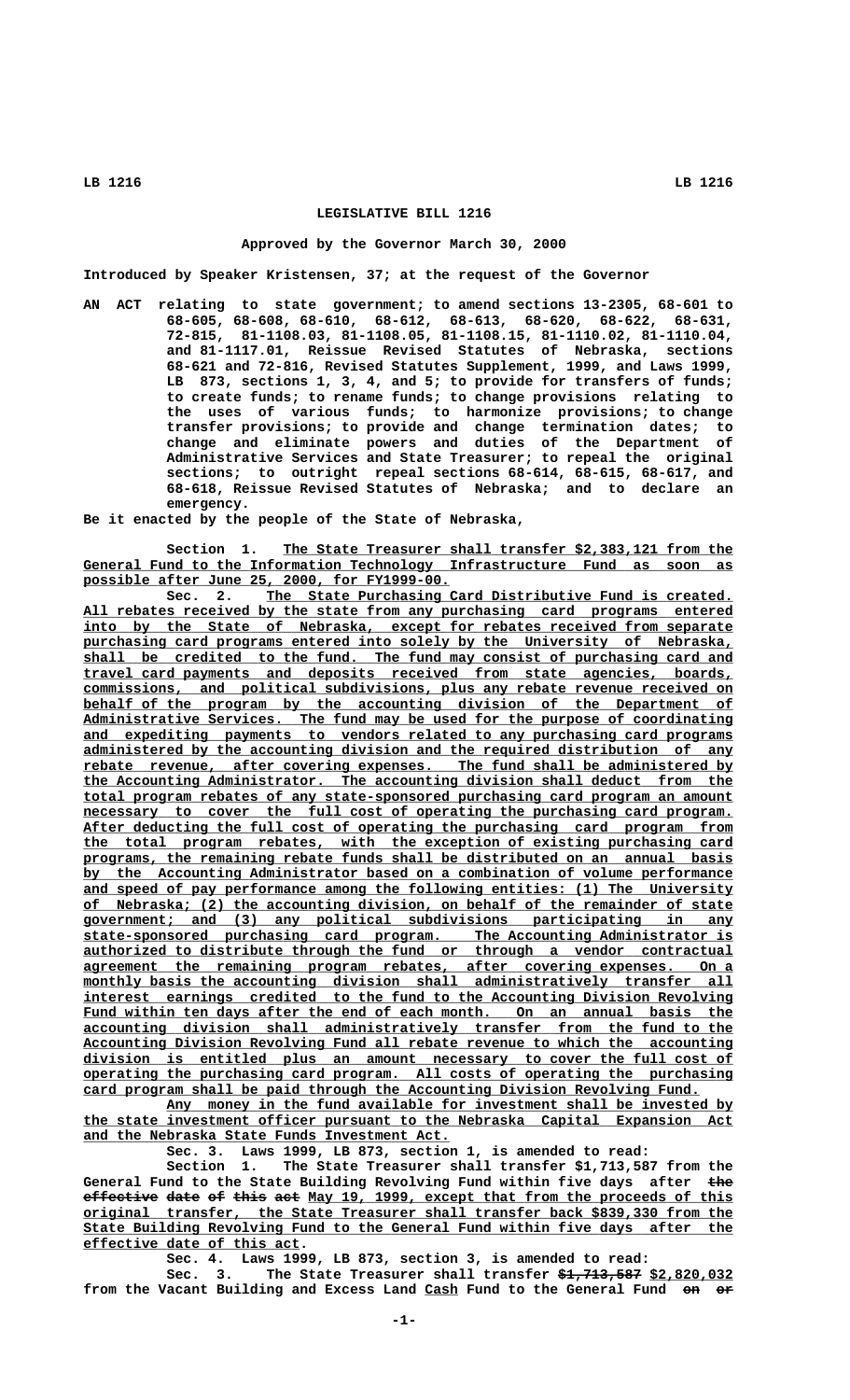# LEGISLATIVE BILL 1216

**Approved by the Governor March 30, 2000**

Introduced by Speaker Kristensen, 37; at the request of the Governor

AN ACT relating to state government; to amend sections 13-2305, 68-601 to 68-605, 68-608, 68-610, 68-612, 68-613, 68-620, 68-622, 68-631, 72-815, 81-1108.03, 81-1108.05, 81-1108.15, 81-1110.02, 81-1110.04, and 81-1117.01, Reissue Revised Statutes of Nebraska, sections 68-621 and 72-816, Revised Statutes Supplement, 1999, and Laws 1999, LB 873, sections 1, 3, 4, and 5; to provide for transfers of funds; to create funds; to rename funds; to change provisions relating to the uses of various funds; to harmonize provisions; to change transfer provisions; to provide and change termination dates; to change and eliminate powers and duties of the Department of Administrative Services and State Treasurer; to repeal the original sections; to outright repeal sections 68-614, 68-615, 68-617, and 68-618, Reissue Revised Statutes of Nebraska; and to declare an emergency.

Be it enacted by the people of the State of Nebraska,

Section 1. The State Treasurer shall transfer $2,383,121 from the General Fund to the Information Technology Infrastructure Fund as soon as possible after June 25, 2000, for FY1999-00.

Sec. 2. The State Purchasing Card Distributive Fund is created. All rebates received by the state from any purchasing card programs entered into by the State of Nebraska, except for rebates received from separate purchasing card programs entered into solely by the University of Nebraska, shall be credited to the fund. The fund may consist of purchasing card and travel card payments and deposits received from state agencies, boards, commissions, and political subdivisions, plus any rebate revenue received on behalf of the program by the accounting division of the Department of Administrative Services. The fund may be used for the purpose of coordinating and expediting payments to vendors related to any purchasing card programs administered by the accounting division and the required distribution of any rebate revenue, after covering expenses. The fund shall be administered by the Accounting Administrator. The accounting division shall deduct from the total program rebates of any state-sponsored purchasing card program an amount necessary to cover the full cost of operating the purchasing card program. After deducting the full cost of operating the purchasing card program from the total program rebates, with the exception of existing purchasing card programs, the remaining rebate funds shall be distributed on an annual basis by the Accounting Administrator based on a combination of volume performance and speed of pay performance among the following entities: (1) The University of Nebraska; (2) the accounting division, on behalf of the remainder of state government; and (3) any political subdivisions participating in any state-sponsored purchasing card program. The Accounting Administrator is authorized to distribute through the fund or through a vendor contractual agreement the remaining program rebates, after covering expenses. On a monthly basis the accounting division shall administratively transfer all interest earnings credited to the fund to the Accounting Division Revolving Fund within ten days after the end of each month. On an annual basis the accounting division shall administratively transfer from the fund to the Accounting Division Revolving Fund all rebate revenue to which the accounting division is entitled plus an amount necessary to cover the full cost of operating the purchasing card program. All costs of operating the purchasing card program shall be paid through the Accounting Division Revolving Fund.

Any money in the fund available for investment shall be invested by the state investment officer pursuant to the Nebraska Capital Expansion Act and the Nebraska State Funds Investment Act.

Sec. 3. Laws 1999, LB 873, section 1, is amended to read:

Section 1. The State Treasurer shall transfer $1,713,587 from the General Fund to the State Building Revolving Fund within five days after ~~the effective date of this act~~ May 19, 1999, except that from the proceeds of this original transfer, the State Treasurer shall transfer back $839,330 from the State Building Revolving Fund to the General Fund within five days after the effective date of this act.

Sec. 4. Laws 1999, LB 873, section 3, is amended to read:

Sec. 3. The State Treasurer shall transfer ~~$1,713,587~~ $2,820,032 from the Vacant Building and Excess Land Cash Fund to the General Fund ~~on or~~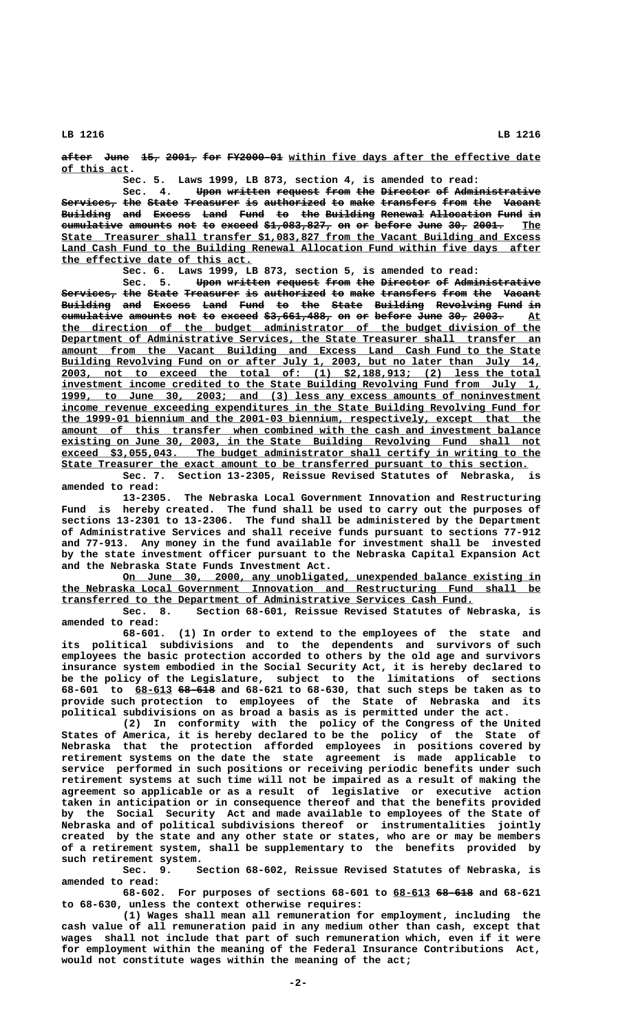~~after June 15, 2001, for FY2000-01~~ within five days after the effective date of this act.

Sec. 5. Laws 1999, LB 873, section 4, is amended to read:

Sec. 4. ~~Upon written request from the Director of Administrative Services, the State Treasurer is authorized to make transfers from the Vacant Building and Excess Land Fund to the Building Renewal Allocation Fund in cumulative amounts not to exceed $1,083,827, on or before June 30, 2001.~~ The State Treasurer shall transfer $1,083,827 from the Vacant Building and Excess Land Cash Fund to the Building Renewal Allocation Fund within five days after the effective date of this act.

Sec. 6. Laws 1999, LB 873, section 5, is amended to read:

Sec. 5. ~~Upon written request from the Director of Administrative Services, the State Treasurer is authorized to make transfers from the Vacant Building and Excess Land Fund to the State Building Revolving Fund in cumulative amounts not to exceed $3,661,488, on or before June 30, 2003.~~ At the direction of the budget administrator of the budget division of the Department of Administrative Services, the State Treasurer shall transfer an amount from the Vacant Building and Excess Land Cash Fund to the State Building Revolving Fund on or after July 1, 2003, but no later than July 14, 2003, not to exceed the total of: (1) $2,188,913; (2) less the total investment income credited to the State Building Revolving Fund from July 1, 1999, to June 30, 2003; and (3) less any excess amounts of noninvestment income revenue exceeding expenditures in the State Building Revolving Fund for the 1999-01 biennium and the 2001-03 biennium, respectively, except that the amount of this transfer when combined with the cash and investment balance existing on June 30, 2003, in the State Building Revolving Fund shall not exceed $3,055,043. The budget administrator shall certify in writing to the State Treasurer the exact amount to be transferred pursuant to this section.

Sec. 7. Section 13-2305, Reissue Revised Statutes of Nebraska, is amended to read:

13-2305. The Nebraska Local Government Innovation and Restructuring Fund is hereby created. The fund shall be used to carry out the purposes of sections 13-2301 to 13-2306. The fund shall be administered by the Department of Administrative Services and shall receive funds pursuant to sections 77-912 and 77-913. Any money in the fund available for investment shall be invested by the state investment officer pursuant to the Nebraska Capital Expansion Act and the Nebraska State Funds Investment Act.

On June 30, 2000, any unobligated, unexpended balance existing in the Nebraska Local Government Innovation and Restructuring Fund shall be transferred to the Department of Administrative Services Cash Fund.

Sec. 8. Section 68-601, Reissue Revised Statutes of Nebraska, is amended to read:

68-601. (1) In order to extend to the employees of the state and its political subdivisions and to the dependents and survivors of such employees the basic protection accorded to others by the old age and survivors insurance system embodied in the Social Security Act, it is hereby declared to be the policy of the Legislature, subject to the limitations of sections 68-601 to 68-613 ~~68-618~~ and 68-621 to 68-630, that such steps be taken as to provide such protection to employees of the State of Nebraska and its political subdivisions on as broad a basis as is permitted under the act.

(2) In conformity with the policy of the Congress of the United States of America, it is hereby declared to be the policy of the State of Nebraska that the protection afforded employees in positions covered by retirement systems on the date the state agreement is made applicable to service performed in such positions or receiving periodic benefits under such retirement systems at such time will not be impaired as a result of making the agreement so applicable or as a result of legislative or executive action taken in anticipation or in consequence thereof and that the benefits provided by the Social Security Act and made available to employees of the State of Nebraska and of political subdivisions thereof or instrumentalities jointly created by the state and any other state or states, who are or may be members of a retirement system, shall be supplementary to the benefits provided by such retirement system.

Sec. 9. Section 68-602, Reissue Revised Statutes of Nebraska, is amended to read:

68-602. For purposes of sections 68-601 to 68-613 ~~68-618~~ and 68-621 to 68-630, unless the context otherwise requires:

(1) Wages shall mean all remuneration for employment, including the cash value of all remuneration paid in any medium other than cash, except that wages shall not include that part of such remuneration which, even if it were for employment within the meaning of the Federal Insurance Contributions Act, would not constitute wages within the meaning of the act;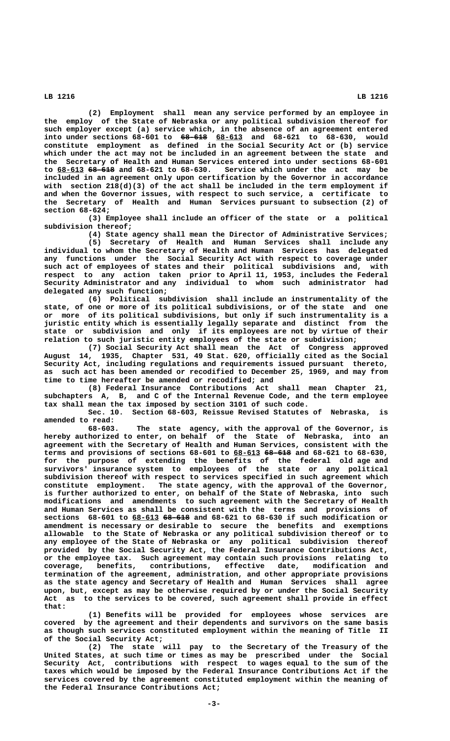(2) Employment shall mean any service performed by an employee in the employ of the State of Nebraska or any political subdivision thereof for such employer except (a) service which, in the absence of an agreement entered into under sections 68-601 to ~~68-618~~ 68-613 and 68-621 to 68-630, would constitute employment as defined in the Social Security Act or (b) service which under the act may not be included in an agreement between the state and the Secretary of Health and Human Services entered into under sections 68-601 to 68-613 ~~68-618~~ and 68-621 to 68-630. Service which under the act may be included in an agreement only upon certification by the Governor in accordance with section 218(d)(3) of the act shall be included in the term employment if and when the Governor issues, with respect to such service, a certificate to the Secretary of Health and Human Services pursuant to subsection (2) of section 68-624;

(3) Employee shall include an officer of the state or a political subdivision thereof;

(4) State agency shall mean the Director of Administrative Services;

(5) Secretary of Health and Human Services shall include any individual to whom the Secretary of Health and Human Services has delegated any functions under the Social Security Act with respect to coverage under such act of employees of states and their political subdivisions and, with respect to any action taken prior to April 11, 1953, includes the Federal Security Administrator and any individual to whom such administrator had delegated any such function;

(6) Political subdivision shall include an instrumentality of the state, of one or more of its political subdivisions, or of the state and one or more of its political subdivisions, but only if such instrumentality is a juristic entity which is essentially legally separate and distinct from the state or subdivision and only if its employees are not by virtue of their relation to such juristic entity employees of the state or subdivision;

(7) Social Security Act shall mean the Act of Congress approved August 14, 1935, Chapter 531, 49 Stat. 620, officially cited as the Social Security Act, including regulations and requirements issued pursuant thereto, as such act has been amended or recodified to December 25, 1969, and may from time to time hereafter be amended or recodified; and

(8) Federal Insurance Contributions Act shall mean Chapter 21, subchapters A, B, and C of the Internal Revenue Code, and the term employee tax shall mean the tax imposed by section 3101 of such code.

Sec. 10. Section 68-603, Reissue Revised Statutes of Nebraska, is amended to read:

68-603. The state agency, with the approval of the Governor, is hereby authorized to enter, on behalf of the State of Nebraska, into an agreement with the Secretary of Health and Human Services, consistent with the terms and provisions of sections 68-601 to 68-613 ~~68-618~~ and 68-621 to 68-630, for the purpose of extending the benefits of the federal old age and survivors' insurance system to employees of the state or any political subdivision thereof with respect to services specified in such agreement which constitute employment. The state agency, with the approval of the Governor, is further authorized to enter, on behalf of the State of Nebraska, into such modifications and amendments to such agreement with the Secretary of Health and Human Services as shall be consistent with the terms and provisions of sections 68-601 to 68-613 ~~68-618~~ and 68-621 to 68-630 if such modification or amendment is necessary or desirable to secure the benefits and exemptions allowable to the State of Nebraska or any political subdivision thereof or to any employee of the State of Nebraska or any political subdivision thereof provided by the Social Security Act, the Federal Insurance Contributions Act, or the employee tax. Such agreement may contain such provisions relating to coverage, benefits, contributions, effective date, modification and termination of the agreement, administration, and other appropriate provisions as the state agency and Secretary of Health and Human Services shall agree upon, but, except as may be otherwise required by or under the Social Security Act as to the services to be covered, such agreement shall provide in effect that:

(1) Benefits will be provided for employees whose services are covered by the agreement and their dependents and survivors on the same basis as though such services constituted employment within the meaning of Title II of the Social Security Act;

(2) The state will pay to the Secretary of the Treasury of the United States, at such time or times as may be prescribed under the Social Security Act, contributions with respect to wages equal to the sum of the taxes which would be imposed by the Federal Insurance Contributions Act if the services covered by the agreement constituted employment within the meaning of the Federal Insurance Contributions Act;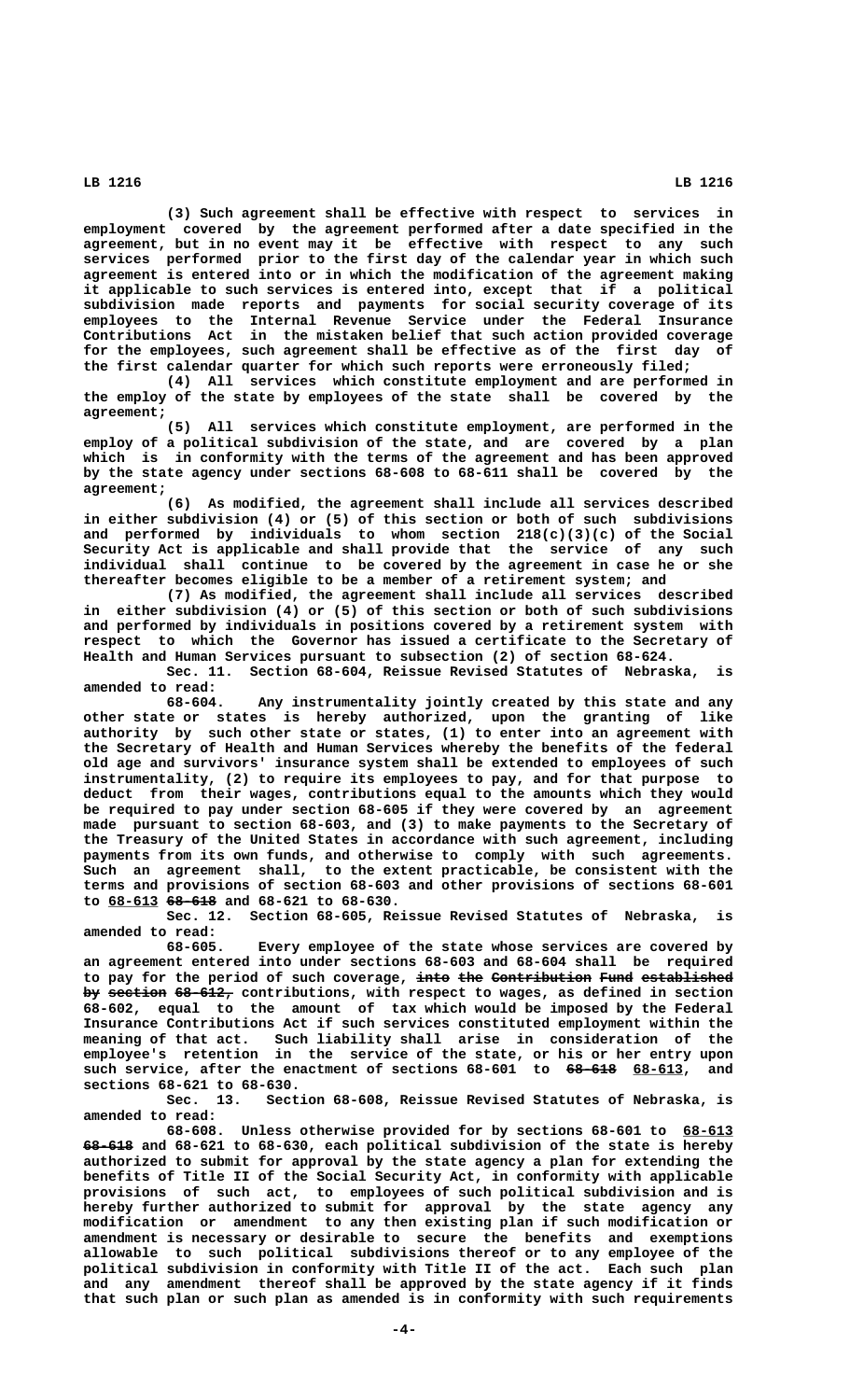(3) Such agreement shall be effective with respect to services in employment covered by the agreement performed after a date specified in the agreement, but in no event may it be effective with respect to any such services performed prior to the first day of the calendar year in which such agreement is entered into or in which the modification of the agreement making it applicable to such services is entered into, except that if a political subdivision made reports and payments for social security coverage of its employees to the Internal Revenue Service under the Federal Insurance Contributions Act in the mistaken belief that such action provided coverage for the employees, such agreement shall be effective as of the first day of the first calendar quarter for which such reports were erroneously filed;

(4) All services which constitute employment and are performed in the employ of the state by employees of the state shall be covered by the agreement;

(5) All services which constitute employment, are performed in the employ of a political subdivision of the state, and are covered by a plan which is in conformity with the terms of the agreement and has been approved by the state agency under sections 68-608 to 68-611 shall be covered by the agreement;

(6) As modified, the agreement shall include all services described in either subdivision (4) or (5) of this section or both of such subdivisions and performed by individuals to whom section 218(c)(3)(c) of the Social Security Act is applicable and shall provide that the service of any such individual shall continue to be covered by the agreement in case he or she thereafter becomes eligible to be a member of a retirement system; and

(7) As modified, the agreement shall include all services described in either subdivision (4) or (5) of this section or both of such subdivisions and performed by individuals in positions covered by a retirement system with respect to which the Governor has issued a certificate to the Secretary of Health and Human Services pursuant to subsection (2) of section 68-624.

Sec. 11. Section 68-604, Reissue Revised Statutes of Nebraska, is amended to read:

68-604. Any instrumentality jointly created by this state and any other state or states is hereby authorized, upon the granting of like authority by such other state or states, (1) to enter into an agreement with the Secretary of Health and Human Services whereby the benefits of the federal old age and survivors' insurance system shall be extended to employees of such instrumentality, (2) to require its employees to pay, and for that purpose to deduct from their wages, contributions equal to the amounts which they would be required to pay under section 68-605 if they were covered by an agreement made pursuant to section 68-603, and (3) to make payments to the Secretary of the Treasury of the United States in accordance with such agreement, including payments from its own funds, and otherwise to comply with such agreements. Such an agreement shall, to the extent practicable, be consistent with the terms and provisions of section 68-603 and other provisions of sections 68-601 to 68-613 ~~68-618~~ and 68-621 to 68-630.

Sec. 12. Section 68-605, Reissue Revised Statutes of Nebraska, is amended to read:

68-605. Every employee of the state whose services are covered by an agreement entered into under sections 68-603 and 68-604 shall be required to pay for the period of such coverage, ~~into the Contribution Fund established by section 68-612,~~ contributions, with respect to wages, as defined in section 68-602, equal to the amount of tax which would be imposed by the Federal Insurance Contributions Act if such services constituted employment within the meaning of that act. Such liability shall arise in consideration of the employee's retention in the service of the state, or his or her entry upon such service, after the enactment of sections 68-601 to ~~68-618~~ 68-613, and sections 68-621 to 68-630.

Sec. 13. Section 68-608, Reissue Revised Statutes of Nebraska, is amended to read:

68-608. Unless otherwise provided for by sections 68-601 to 68-613 ~~68-618~~ and 68-621 to 68-630, each political subdivision of the state is hereby authorized to submit for approval by the state agency a plan for extending the benefits of Title II of the Social Security Act, in conformity with applicable provisions of such act, to employees of such political subdivision and is hereby further authorized to submit for approval by the state agency any modification or amendment to any then existing plan if such modification or amendment is necessary or desirable to secure the benefits and exemptions allowable to such political subdivisions thereof or to any employee of the political subdivision in conformity with Title II of the act. Each such plan and any amendment thereof shall be approved by the state agency if it finds that such plan or such plan as amended is in conformity with such requirements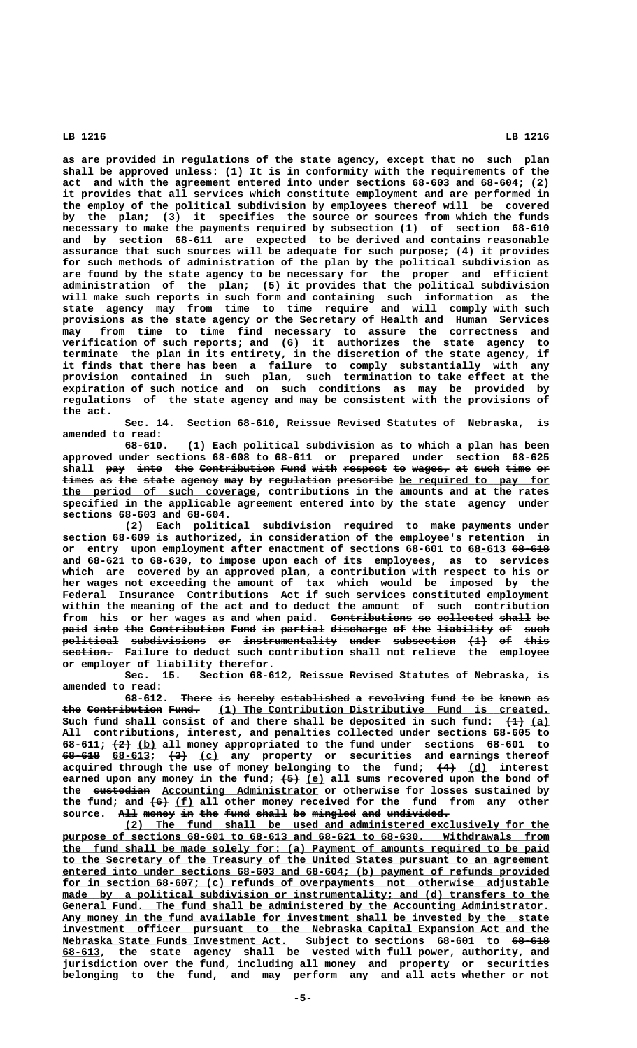as are provided in regulations of the state agency, except that no such plan shall be approved unless: (1) It is in conformity with the requirements of the act and with the agreement entered into under sections 68-603 and 68-604; (2) it provides that all services which constitute employment and are performed in the employ of the political subdivision by employees thereof will be covered by the plan; (3) it specifies the source or sources from which the funds necessary to make the payments required by subsection (1) of section 68-610 and by section 68-611 are expected to be derived and contains reasonable assurance that such sources will be adequate for such purpose; (4) it provides for such methods of administration of the plan by the political subdivision as are found by the state agency to be necessary for the proper and efficient administration of the plan; (5) it provides that the political subdivision will make such reports in such form and containing such information as the state agency may from time to time require and will comply with such provisions as the state agency or the Secretary of Health and Human Services may from time to time find necessary to assure the correctness and verification of such reports; and (6) it authorizes the state agency to terminate the plan in its entirety, in the discretion of the state agency, if it finds that there has been a failure to comply substantially with any provision contained in such plan, such termination to take effect at the expiration of such notice and on such conditions as may be provided by regulations of the state agency and may be consistent with the provisions of the act.

Sec. 14. Section 68-610, Reissue Revised Statutes of Nebraska, is amended to read:

68-610. (1) Each political subdivision as to which a plan has been approved under sections 68-608 to 68-611 or prepared under section 68-625 shall ~~pay into the Contribution Fund with respect to wages, at such time or times as the state agency may by regulation prescribe~~ be required to pay for the period of such coverage, contributions in the amounts and at the rates specified in the applicable agreement entered into by the state agency under sections 68-603 and 68-604.

(2) Each political subdivision required to make payments under section 68-609 is authorized, in consideration of the employee's retention in or entry upon employment after enactment of sections 68-601 to 68-613 ~~68-618~~ and 68-621 to 68-630, to impose upon each of its employees, as to services which are covered by an approved plan, a contribution with respect to his or her wages not exceeding the amount of tax which would be imposed by the Federal Insurance Contributions Act if such services constituted employment within the meaning of the act and to deduct the amount of such contribution from his or her wages as and when paid. ~~Contributions so collected shall be paid into the Contribution Fund in partial discharge of the liability of such political subdivisions or instrumentality under subsection (1) of this section.~~ Failure to deduct such contribution shall not relieve the employee or employer of liability therefor.

Sec. 15. Section 68-612, Reissue Revised Statutes of Nebraska, is amended to read:

68-612. ~~There is hereby established a revolving fund to be known as the Contribution Fund.~~ (1) The Contribution Distributive Fund is created. Such fund shall consist of and there shall be deposited in such fund: ~~(1)~~ (a) All contributions, interest, and penalties collected under sections 68-605 to 68-611; ~~(2)~~ (b) all money appropriated to the fund under sections 68-601 to ~~68-618~~ 68-613; ~~(3)~~ (c) any property or securities and earnings thereof acquired through the use of money belonging to the fund; ~~(4)~~ (d) interest earned upon any money in the fund; ~~(5)~~ (e) all sums recovered upon the bond of the ~~custodian~~ Accounting Administrator or otherwise for losses sustained by the fund; and ~~(6)~~ (f) all other money received for the fund from any other source. ~~All money in the fund shall be mingled and undivided.~~

(2) The fund shall be used and administered exclusively for the purpose of sections 68-601 to 68-613 and 68-621 to 68-630. Withdrawals from the fund shall be made solely for: (a) Payment of amounts required to be paid to the Secretary of the Treasury of the United States pursuant to an agreement entered into under sections 68-603 and 68-604; (b) payment of refunds provided for in section 68-607; (c) refunds of overpayments not otherwise adjustable made by a political subdivision or instrumentality; and (d) transfers to the General Fund. The fund shall be administered by the Accounting Administrator. Any money in the fund available for investment shall be invested by the state investment officer pursuant to the Nebraska Capital Expansion Act and the Nebraska State Funds Investment Act. Subject to sections 68-601 to ~~68-618~~ 68-613, the state agency shall be vested with full power, authority, and jurisdiction over the fund, including all money and property or securities belonging to the fund, and may perform any and all acts whether or not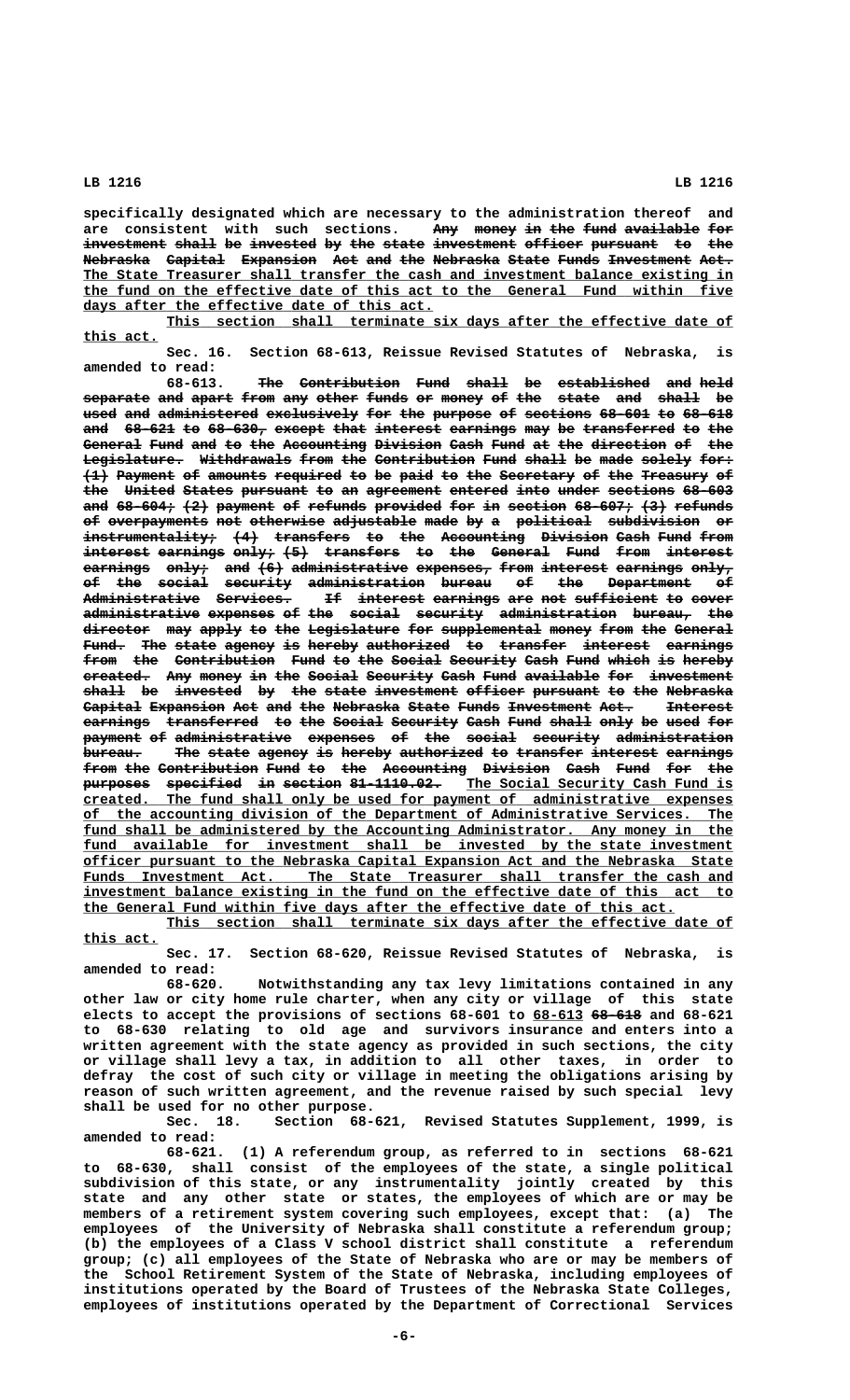specifically designated which are necessary to the administration thereof and are consistent with such sections. ~~Any money in the fund available for investment shall be invested by the state investment officer pursuant to the Nebraska Capital Expansion Act and the Nebraska State Funds Investment Act.~~ The State Treasurer shall transfer the cash and investment balance existing in the fund on the effective date of this act to the General Fund within five days after the effective date of this act.

This section shall terminate six days after the effective date of this act.

Sec. 16. Section 68-613, Reissue Revised Statutes of Nebraska, is amended to read:

68-613. ~~The Contribution Fund shall be established and held separate and apart from any other funds or money of the state and shall be used and administered exclusively for the purpose of sections 68-601 to 68-618 and 68-621 to 68-630, except that interest earnings may be transferred to the General Fund and to the Accounting Division Cash Fund at the direction of the Legislature. Withdrawals from the Contribution Fund shall be made solely for: (1) Payment of amounts required to be paid to the Secretary of the Treasury of the United States pursuant to an agreement entered into under sections 68-603 and 68-604; (2) payment of refunds provided for in section 68-607; (3) refunds of overpayments not otherwise adjustable made by a political subdivision or instrumentality; (4) transfers to the Accounting Division Cash Fund from interest earnings only; (5) transfers to the General Fund from interest earnings only; and (6) administrative expenses, from interest earnings only, of the social security administration bureau of the Department of Administrative Services. If interest earnings are not sufficient to cover administrative expenses of the social security administration bureau, the director may apply to the Legislature for supplemental money from the General Fund. The state agency is hereby authorized to transfer interest earnings from the Contribution Fund to the Social Security Cash Fund which is hereby created. Any money in the Social Security Cash Fund available for investment shall be invested by the state investment officer pursuant to the Nebraska Capital Expansion Act and the Nebraska State Funds Investment Act. Interest earnings transferred to the Social Security Cash Fund shall only be used for payment of administrative expenses of the social security administration bureau. The state agency is hereby authorized to transfer interest earnings from the Contribution Fund to the Accounting Division Cash Fund for the purposes specified in section 81-1110.02.~~ The Social Security Cash Fund is created. The fund shall only be used for payment of administrative expenses of the accounting division of the Department of Administrative Services. The fund shall be administered by the Accounting Administrator. Any money in the fund available for investment shall be invested by the state investment officer pursuant to the Nebraska Capital Expansion Act and the Nebraska State Funds Investment Act. The State Treasurer shall transfer the cash and investment balance existing in the fund on the effective date of this act to the General Fund within five days after the effective date of this act.

This section shall terminate six days after the effective date of this act.

Sec. 17. Section 68-620, Reissue Revised Statutes of Nebraska, is amended to read:

68-620. Notwithstanding any tax levy limitations contained in any other law or city home rule charter, when any city or village of this state elects to accept the provisions of sections 68-601 to 68-613 ~~68-618~~ and 68-621 to 68-630 relating to old age and survivors insurance and enters into a written agreement with the state agency as provided in such sections, the city or village shall levy a tax, in addition to all other taxes, in order to defray the cost of such city or village in meeting the obligations arising by reason of such written agreement, and the revenue raised by such special levy shall be used for no other purpose.

Sec. 18. Section 68-621, Revised Statutes Supplement, 1999, is amended to read:

68-621. (1) A referendum group, as referred to in sections 68-621 to 68-630, shall consist of the employees of the state, a single political subdivision of this state, or any instrumentality jointly created by this state and any other state or states, the employees of which are or may be members of a retirement system covering such employees, except that: (a) The employees of the University of Nebraska shall constitute a referendum group; (b) the employees of a Class V school district shall constitute a referendum group; (c) all employees of the State of Nebraska who are or may be members of the School Retirement System of the State of Nebraska, including employees of institutions operated by the Board of Trustees of the Nebraska State Colleges, employees of institutions operated by the Department of Correctional Services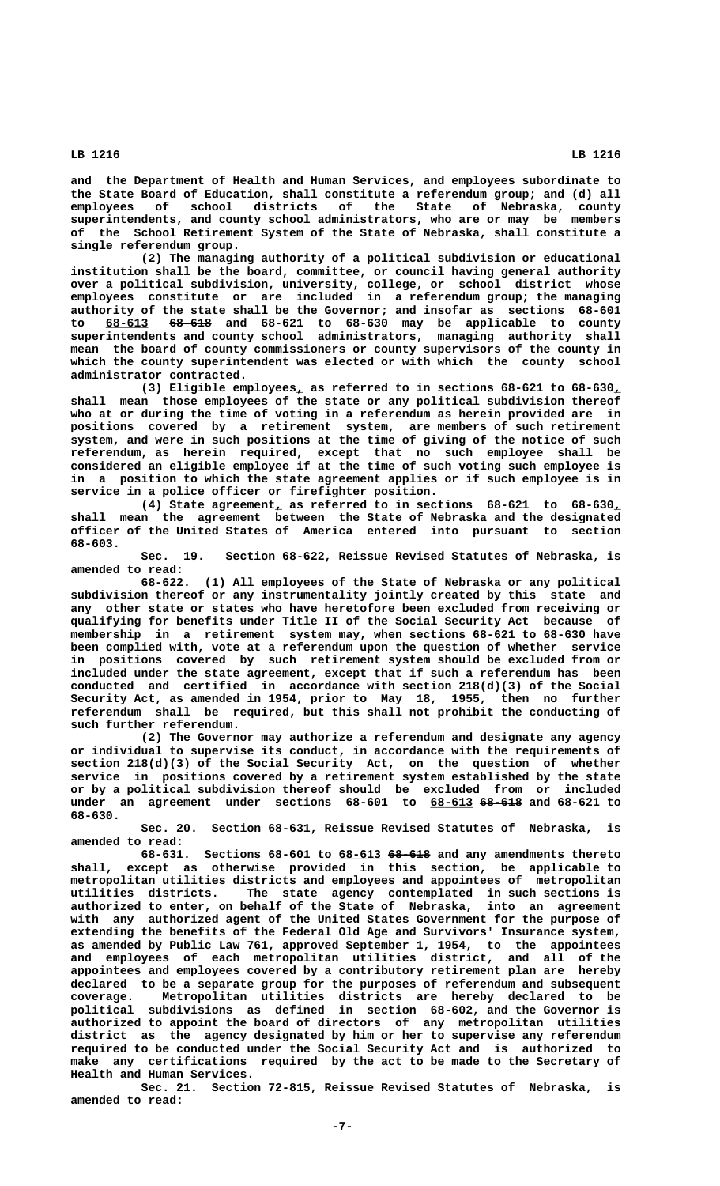and the Department of Health and Human Services, and employees subordinate to the State Board of Education, shall constitute a referendum group; and (d) all employees of school districts of the State of Nebraska, county superintendents, and county school administrators, who are or may be members of the School Retirement System of the State of Nebraska, shall constitute a single referendum group.

(2) The managing authority of a political subdivision or educational institution shall be the board, committee, or council having general authority over a political subdivision, university, college, or school district whose employees constitute or are included in a referendum group; the managing authority of the state shall be the Governor; and insofar as sections 68-601 to 68-613 ~~68-618~~ and 68-621 to 68-630 may be applicable to county superintendents and county school administrators, managing authority shall mean the board of county commissioners or county supervisors of the county in which the county superintendent was elected or with which the county school administrator contracted.

(3) Eligible employees, as referred to in sections 68-621 to 68-630, shall mean those employees of the state or any political subdivision thereof who at or during the time of voting in a referendum as herein provided are in positions covered by a retirement system, are members of such retirement system, and were in such positions at the time of giving of the notice of such referendum, as herein required, except that no such employee shall be considered an eligible employee if at the time of such voting such employee is in a position to which the state agreement applies or if such employee is in service in a police officer or firefighter position.

(4) State agreement, as referred to in sections 68-621 to 68-630, shall mean the agreement between the State of Nebraska and the designated officer of the United States of America entered into pursuant to section 68-603.

Sec. 19. Section 68-622, Reissue Revised Statutes of Nebraska, is amended to read:

68-622. (1) All employees of the State of Nebraska or any political subdivision thereof or any instrumentality jointly created by this state and any other state or states who have heretofore been excluded from receiving or qualifying for benefits under Title II of the Social Security Act because of membership in a retirement system may, when sections 68-621 to 68-630 have been complied with, vote at a referendum upon the question of whether service in positions covered by such retirement system should be excluded from or included under the state agreement, except that if such a referendum has been conducted and certified in accordance with section 218(d)(3) of the Social Security Act, as amended in 1954, prior to May 18, 1955, then no further referendum shall be required, but this shall not prohibit the conducting of such further referendum.

(2) The Governor may authorize a referendum and designate any agency or individual to supervise its conduct, in accordance with the requirements of section 218(d)(3) of the Social Security Act, on the question of whether service in positions covered by a retirement system established by the state or by a political subdivision thereof should be excluded from or included under an agreement under sections 68-601 to 68-613 ~~68-618~~ and 68-621 to 68-630.

Sec. 20. Section 68-631, Reissue Revised Statutes of Nebraska, is amended to read:

68-631. Sections 68-601 to 68-613 ~~68-618~~ and any amendments thereto shall, except as otherwise provided in this section, be applicable to metropolitan utilities districts and employees and appointees of metropolitan utilities districts. The state agency contemplated in such sections is authorized to enter, on behalf of the State of Nebraska, into an agreement with any authorized agent of the United States Government for the purpose of extending the benefits of the Federal Old Age and Survivors' Insurance system, as amended by Public Law 761, approved September 1, 1954, to the appointees and employees of each metropolitan utilities district, and all of the appointees and employees covered by a contributory retirement plan are hereby declared to be a separate group for the purposes of referendum and subsequent coverage. Metropolitan utilities districts are hereby declared to be political subdivisions as defined in section 68-602, and the Governor is authorized to appoint the board of directors of any metropolitan utilities district as the agency designated by him or her to supervise any referendum required to be conducted under the Social Security Act and is authorized to make any certifications required by the act to be made to the Secretary of Health and Human Services.

Sec. 21. Section 72-815, Reissue Revised Statutes of Nebraska, is amended to read: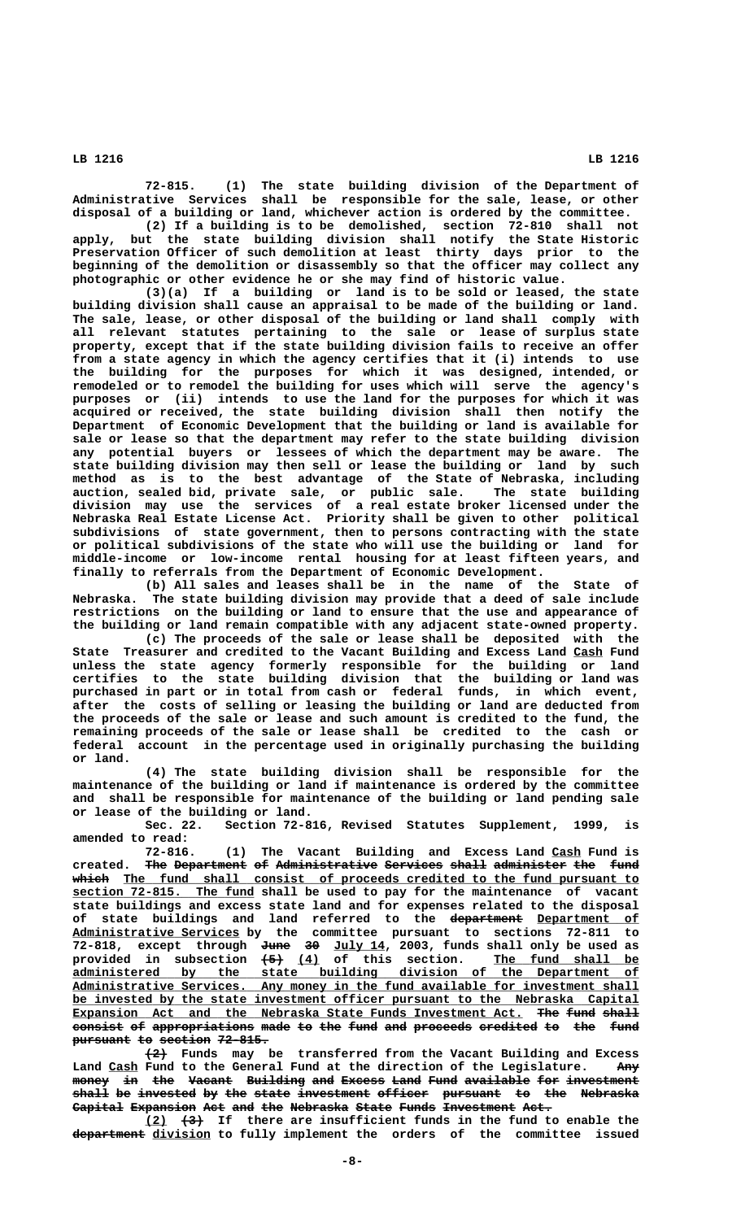72-815. (1) The state building division of the Department of Administrative Services shall be responsible for the sale, lease, or other disposal of a building or land, whichever action is ordered by the committee.

(2) If a building is to be demolished, section 72-810 shall not apply, but the state building division shall notify the State Historic Preservation Officer of such demolition at least thirty days prior to the beginning of the demolition or disassembly so that the officer may collect any photographic or other evidence he or she may find of historic value.

(3)(a) If a building or land is to be sold or leased, the state building division shall cause an appraisal to be made of the building or land. The sale, lease, or other disposal of the building or land shall comply with all relevant statutes pertaining to the sale or lease of surplus state property, except that if the state building division fails to receive an offer from a state agency in which the agency certifies that it (i) intends to use the building for the purposes for which it was designed, intended, or remodeled or to remodel the building for uses which will serve the agency's purposes or (ii) intends to use the land for the purposes for which it was acquired or received, the state building division shall then notify the Department of Economic Development that the building or land is available for sale or lease so that the department may refer to the state building division any potential buyers or lessees of which the department may be aware. The state building division may then sell or lease the building or land by such method as is to the best advantage of the State of Nebraska, including auction, sealed bid, private sale, or public sale. The state building division may use the services of a real estate broker licensed under the Nebraska Real Estate License Act. Priority shall be given to other political subdivisions of state government, then to persons contracting with the state or political subdivisions of the state who will use the building or land for middle-income or low-income rental housing for at least fifteen years, and finally to referrals from the Department of Economic Development.

(b) All sales and leases shall be in the name of the State of Nebraska. The state building division may provide that a deed of sale include restrictions on the building or land to ensure that the use and appearance of the building or land remain compatible with any adjacent state-owned property.

(c) The proceeds of the sale or lease shall be deposited with the State Treasurer and credited to the Vacant Building and Excess Land Cash Fund unless the state agency formerly responsible for the building or land certifies to the state building division that the building or land was purchased in part or in total from cash or federal funds, in which event, after the costs of selling or leasing the building or land are deducted from the proceeds of the sale or lease and such amount is credited to the fund, the remaining proceeds of the sale or lease shall be credited to the cash or federal account in the percentage used in originally purchasing the building or land.

(4) The state building division shall be responsible for the maintenance of the building or land if maintenance is ordered by the committee and shall be responsible for maintenance of the building or land pending sale or lease of the building or land.

Sec. 22. Section 72-816, Revised Statutes Supplement, 1999, is amended to read:

72-816. (1) The Vacant Building and Excess Land Cash Fund is created. ~~The Department of Administrative Services shall administer the fund which~~ The fund shall consist of proceeds credited to the fund pursuant to section 72-815. The fund shall be used to pay for the maintenance of vacant state buildings and excess state land and for expenses related to the disposal of state buildings and land referred to the ~~department~~ Department of Administrative Services by the committee pursuant to sections 72-811 to 72-818, except through ~~June 30~~ July 14, 2003, funds shall only be used as provided in subsection ~~(5)~~ (4) of this section. The fund shall be administered by the state building division of the Department of Administrative Services. Any money in the fund available for investment shall be invested by the state investment officer pursuant to the Nebraska Capital Expansion Act and the Nebraska State Funds Investment Act. ~~The fund shall consist of appropriations made to the fund and proceeds credited to the fund pursuant to section 72-815.~~

~~(2)~~ Funds may be transferred from the Vacant Building and Excess Land Cash Fund to the General Fund at the direction of the Legislature. ~~Any money in the Vacant Building and Excess Land Fund available for investment shall be invested by the state investment officer pursuant to the Nebraska Capital Expansion Act and the Nebraska State Funds Investment Act.~~

(2) ~~(3)~~ If there are insufficient funds in the fund to enable the ~~department~~ division to fully implement the orders of the committee issued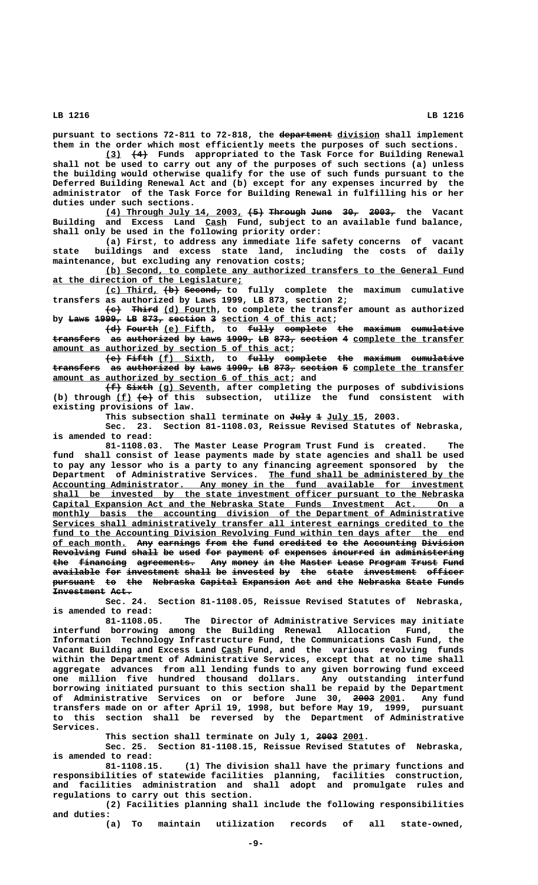pursuant to sections 72-811 to 72-818, the department division shall implement them in the order which most efficiently meets the purposes of such sections.

(3) (4) Funds appropriated to the Task Force for Building Renewal shall not be used to carry out any of the purposes of such sections (a) unless the building would otherwise qualify for the use of such funds pursuant to the Deferred Building Renewal Act and (b) except for any expenses incurred by the administrator of the Task Force for Building Renewal in fulfilling his or her duties under such sections.

(4) Through July 14, 2003, (5) Through June 30, 2003, the Vacant Building and Excess Land Cash Fund, subject to an available fund balance, shall only be used in the following priority order:

(a) First, to address any immediate life safety concerns of vacant state buildings and excess state land, including the costs of daily maintenance, but excluding any renovation costs;

(b) Second, to complete any authorized transfers to the General Fund at the direction of the Legislature;

(c) Third, (b) Second, to fully complete the maximum cumulative transfers as authorized by Laws 1999, LB 873, section 2;

(c) Third (d) Fourth, to complete the transfer amount as authorized by Laws 1999, LB 873, section 3 section 4 of this act;

(d) Fourth (e) Fifth, to fully complete the maximum cumulative transfers as authorized by Laws 1999, LB 873, section 4 complete the transfer amount as authorized by section 5 of this act;

(e) Fifth (f) Sixth, to fully complete the maximum cumulative transfers as authorized by Laws 1999, LB 873, section 5 complete the transfer amount as authorized by section 6 of this act; and

(f) Sixth (g) Seventh, after completing the purposes of subdivisions (b) through (f) (e) of this subsection, utilize the fund consistent with existing provisions of law.

This subsection shall terminate on July 1 July 15, 2003.

Sec. 23. Section 81-1108.03, Reissue Revised Statutes of Nebraska, is amended to read:

81-1108.03. The Master Lease Program Trust Fund is created. The fund shall consist of lease payments made by state agencies and shall be used to pay any lessor who is a party to any financing agreement sponsored by the Department of Administrative Services. The fund shall be administered by the Accounting Administrator. Any money in the fund available for investment shall be invested by the state investment officer pursuant to the Nebraska Capital Expansion Act and the Nebraska State Funds Investment Act. On a monthly basis the accounting division of the Department of Administrative Services shall administratively transfer all interest earnings credited to the fund to the Accounting Division Revolving Fund within ten days after the end of each month. Any earnings from the fund credited to the Accounting Division Revolving Fund shall be used for payment of expenses incurred in administering the financing agreements. Any money in the Master Lease Program Trust Fund available for investment shall be invested by the state investment officer pursuant to the Nebraska Capital Expansion Act and the Nebraska State Funds Investment Act.

Sec. 24. Section 81-1108.05, Reissue Revised Statutes of Nebraska, is amended to read:

81-1108.05. The Director of Administrative Services may initiate interfund borrowing among the Building Renewal Allocation Fund, the Information Technology Infrastructure Fund, the Communications Cash Fund, the Vacant Building and Excess Land Cash Fund, and the various revolving funds within the Department of Administrative Services, except that at no time shall aggregate advances from all lending funds to any given borrowing fund exceed one million five hundred thousand dollars. Any outstanding interfund borrowing initiated pursuant to this section shall be repaid by the Department of Administrative Services on or before June 30, 2003 2001. Any fund transfers made on or after April 19, 1998, but before May 19, 1999, pursuant to this section shall be reversed by the Department of Administrative Services.

This section shall terminate on July 1, 2003 2001.

Sec. 25. Section 81-1108.15, Reissue Revised Statutes of Nebraska, is amended to read:

81-1108.15. (1) The division shall have the primary functions and responsibilities of statewide facilities planning, facilities construction, and facilities administration and shall adopt and promulgate rules and regulations to carry out this section.

(2) Facilities planning shall include the following responsibilities and duties:

(a) To maintain utilization records of all state-owned,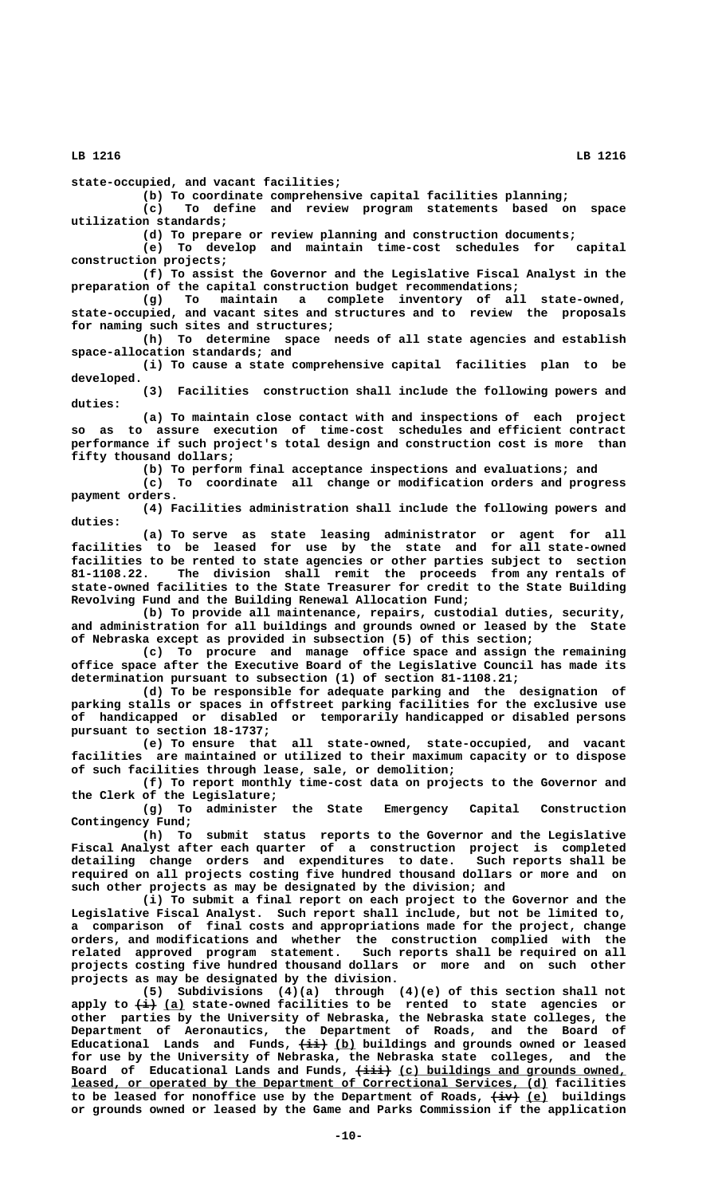state-occupied, and vacant facilities;

(b) To coordinate comprehensive capital facilities planning;

(c) To define and review program statements based on space utilization standards;

(d) To prepare or review planning and construction documents;

(e) To develop and maintain time-cost schedules for capital construction projects;

(f) To assist the Governor and the Legislative Fiscal Analyst in the preparation of the capital construction budget recommendations;

(g) To maintain a complete inventory of all state-owned, state-occupied, and vacant sites and structures and to review the proposals for naming such sites and structures;

(h) To determine space needs of all state agencies and establish space-allocation standards; and

(i) To cause a state comprehensive capital facilities plan to be developed.

(3) Facilities construction shall include the following powers and duties:

(a) To maintain close contact with and inspections of each project so as to assure execution of time-cost schedules and efficient contract performance if such project's total design and construction cost is more than fifty thousand dollars;

(b) To perform final acceptance inspections and evaluations; and

(c) To coordinate all change or modification orders and progress payment orders.

(4) Facilities administration shall include the following powers and duties:

(a) To serve as state leasing administrator or agent for all facilities to be leased for use by the state and for all state-owned facilities to be rented to state agencies or other parties subject to section 81-1108.22. The division shall remit the proceeds from any rentals of state-owned facilities to the State Treasurer for credit to the State Building Revolving Fund and the Building Renewal Allocation Fund;

(b) To provide all maintenance, repairs, custodial duties, security, and administration for all buildings and grounds owned or leased by the State of Nebraska except as provided in subsection (5) of this section;

(c) To procure and manage office space and assign the remaining office space after the Executive Board of the Legislative Council has made its determination pursuant to subsection (1) of section 81-1108.21;

(d) To be responsible for adequate parking and the designation of parking stalls or spaces in offstreet parking facilities for the exclusive use of handicapped or disabled or temporarily handicapped or disabled persons pursuant to section 18-1737;

(e) To ensure that all state-owned, state-occupied, and vacant facilities are maintained or utilized to their maximum capacity or to dispose of such facilities through lease, sale, or demolition;

(f) To report monthly time-cost data on projects to the Governor and the Clerk of the Legislature;

(g) To administer the State Emergency Capital Construction Contingency Fund;

(h) To submit status reports to the Governor and the Legislative Fiscal Analyst after each quarter of a construction project is completed detailing change orders and expenditures to date. Such reports shall be required on all projects costing five hundred thousand dollars or more and on such other projects as may be designated by the division; and

(i) To submit a final report on each project to the Governor and the Legislative Fiscal Analyst. Such report shall include, but not be limited to, a comparison of final costs and appropriations made for the project, change orders, and modifications and whether the construction complied with the related approved program statement. Such reports shall be required on all projects costing five hundred thousand dollars or more and on such other projects as may be designated by the division.

(5) Subdivisions (4)(a) through (4)(e) of this section shall not apply to ~~(i)~~ <u>(a)</u> state-owned facilities to be rented to state agencies or other parties by the University of Nebraska, the Nebraska state colleges, the Department of Aeronautics, the Department of Roads, and the Board of Educational Lands and Funds, ~~(ii)~~ <u>(b)</u> buildings and grounds owned or leased for use by the University of Nebraska, the Nebraska state colleges, and the Board of Educational Lands and Funds, ~~(iii)~~ <u>(c) buildings and grounds owned, leased, or operated by the Department of Correctional Services, (d)</u> facilities to be leased for nonoffice use by the Department of Roads, ~~(iv)~~ <u>(e)</u> buildings or grounds owned or leased by the Game and Parks Commission if the application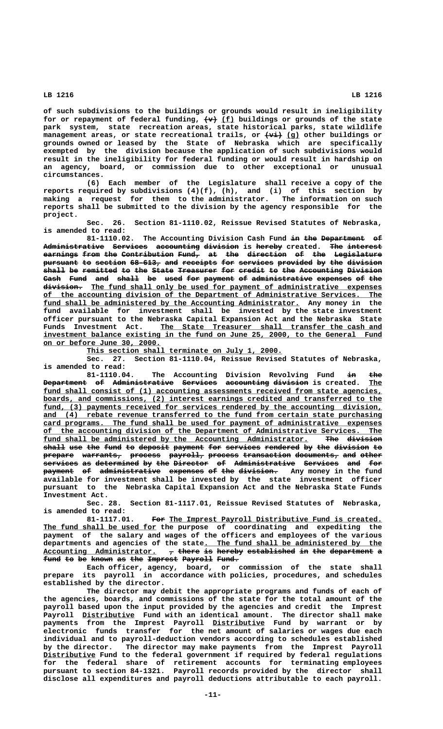of such subdivisions to the buildings or grounds would result in ineligibility for or repayment of federal funding, ~~(v)~~ (f) buildings or grounds of the state park system, state recreation areas, state historical parks, state wildlife management areas, or state recreational trails, or ~~(vi)~~ (g) other buildings or grounds owned or leased by the State of Nebraska which are specifically exempted by the division because the application of such subdivisions would result in the ineligibility for federal funding or would result in hardship on an agency, board, or commission due to other exceptional or unusual circumstances.

(6) Each member of the Legislature shall receive a copy of the reports required by subdivisions (4)(f), (h), and (i) of this section by making a request for them to the administrator. The information on such reports shall be submitted to the division by the agency responsible for the project.

Sec. 26. Section 81-1110.02, Reissue Revised Statutes of Nebraska, is amended to read:

81-1110.02. The Accounting Division Cash Fund ~~in the Department of Administrative Services accounting division~~ is ~~hereby~~ created. ~~The interest earnings from the Contribution Fund, at the direction of the Legislature pursuant to section 68-613, and receipts for services provided by the division shall be remitted to the State Treasurer for credit to the Accounting Division Cash Fund and shall be used for payment of administrative expenses of the division.~~ The fund shall only be used for payment of administrative expenses of the accounting division of the Department of Administrative Services. The fund shall be administered by the Accounting Administrator. Any money in the fund available for investment shall be invested by the state investment officer pursuant to the Nebraska Capital Expansion Act and the Nebraska State Funds Investment Act. The State Treasurer shall transfer the cash and investment balance existing in the fund on June 25, 2000, to the General Fund on or before June 30, 2000.

This section shall terminate on July 1, 2000.

Sec. 27. Section 81-1110.04, Reissue Revised Statutes of Nebraska, is amended to read:

81-1110.04. The Accounting Division Revolving Fund ~~in the Department of Administrative Services accounting division~~ is created. The fund shall consist of (1) accounting assessments received from state agencies, boards, and commissions, (2) interest earnings credited and transferred to the fund, (3) payments received for services rendered by the accounting division, and (4) rebate revenue transferred to the fund from certain state purchasing card programs. The fund shall be used for payment of administrative expenses of the accounting division of the Department of Administrative Services. The fund shall be administered by the Accounting Administrator. ~~The division shall use the fund to deposit payment for services rendered by the division to prepare warrants, process payroll, process transaction documents, and other services as determined by the Director of Administrative Services and for payment of administrative expenses of the division.~~ Any money in the fund available for investment shall be invested by the state investment officer pursuant to the Nebraska Capital Expansion Act and the Nebraska State Funds Investment Act.

Sec. 28. Section 81-1117.01, Reissue Revised Statutes of Nebraska, is amended to read:

81-1117.01. ~~For~~ The Imprest Payroll Distributive Fund is created. The fund shall be used for the purpose of coordinating and expediting the payment of the salary and wages of the officers and employees of the various departments and agencies of the state. The fund shall be administered by the Accounting Administrator. ~~, there is hereby established in the department a fund to be known as the Imprest Payroll Fund.~~

Each officer, agency, board, or commission of the state shall prepare its payroll in accordance with policies, procedures, and schedules established by the director.

The director may debit the appropriate programs and funds of each of the agencies, boards, and commissions of the state for the total amount of the payroll based upon the input provided by the agencies and credit the Imprest Payroll Distributive Fund with an identical amount. The director shall make payments from the Imprest Payroll Distributive Fund by warrant or by electronic funds transfer for the net amount of salaries or wages due each individual and to payroll-deduction vendors according to schedules established by the director. The director may make payments from the Imprest Payroll Distributive Fund to the federal government if required by federal regulations for the federal share of retirement accounts for terminating employees pursuant to section 84-1321. Payroll records provided by the director shall disclose all expenditures and payroll deductions attributable to each payroll.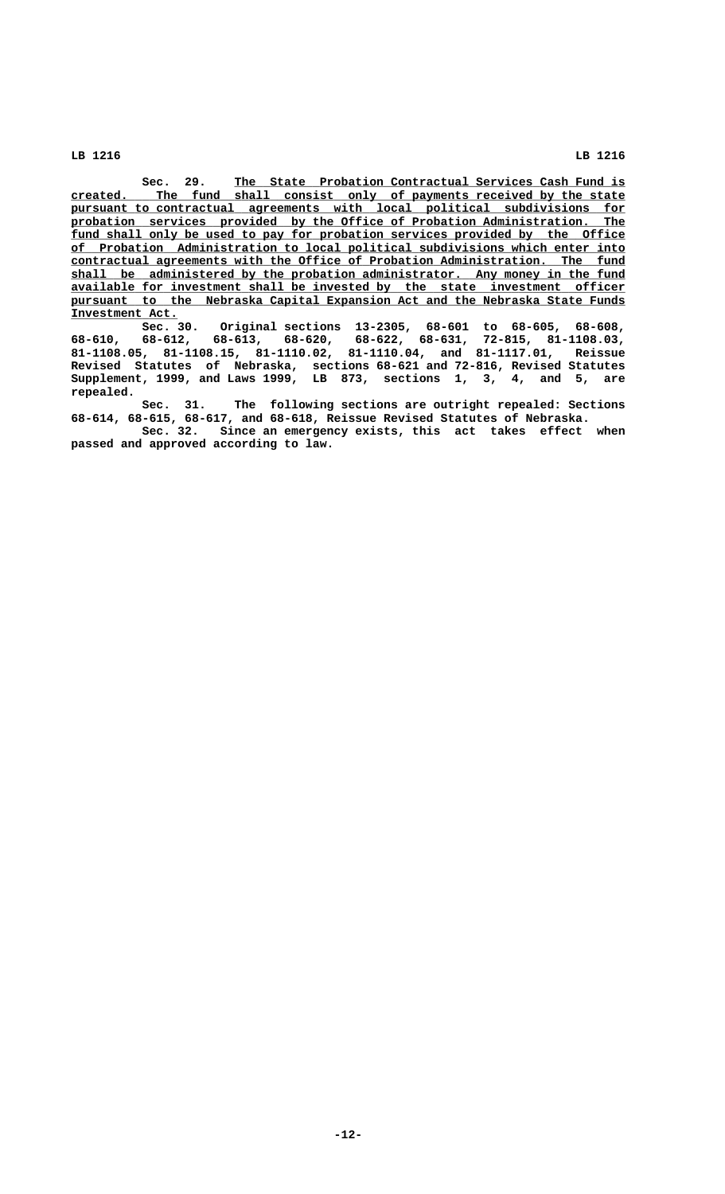Sec. 29. The State Probation Contractual Services Cash Fund is created. The fund shall consist only of payments received by the state pursuant to contractual agreements with local political subdivisions for probation services provided by the Office of Probation Administration. The fund shall only be used to pay for probation services provided by the Office of Probation Administration to local political subdivisions which enter into contractual agreements with the Office of Probation Administration. The fund shall be administered by the probation administrator. Any money in the fund available for investment shall be invested by the state investment officer pursuant to the Nebraska Capital Expansion Act and the Nebraska State Funds Investment Act.

Sec. 30. Original sections 13-2305, 68-601 to 68-605, 68-608, 68-610, 68-612, 68-613, 68-620, 68-622, 68-631, 72-815, 81-1108.03, 81-1108.05, 81-1108.15, 81-1110.02, 81-1110.04, and 81-1117.01, Reissue Revised Statutes of Nebraska, sections 68-621 and 72-816, Revised Statutes Supplement, 1999, and Laws 1999, LB 873, sections 1, 3, 4, and 5, are repealed.

Sec. 31. The following sections are outright repealed: Sections 68-614, 68-615, 68-617, and 68-618, Reissue Revised Statutes of Nebraska.

Sec. 32. Since an emergency exists, this act takes effect when passed and approved according to law.